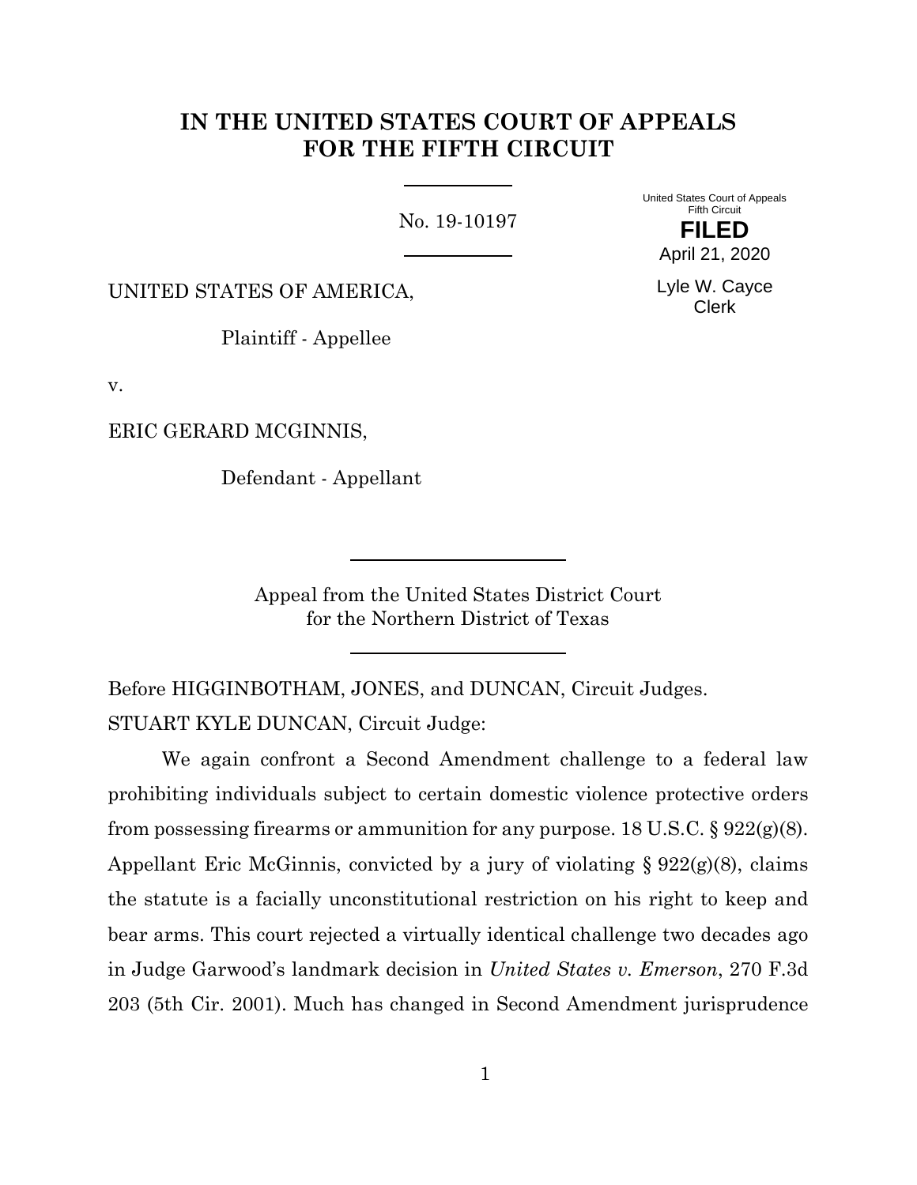# IN THE UNITED STATES COURT OF APPEALS FOR THE FIFTH CIRCUIT

No. 19-10197

United States Court of Appeals
Fifth Circuit

**FILED**

April 21, 2020

Lyle W. Cayce
Clerk

UNITED STATES OF AMERICA,

Plaintiff - Appellee

v.

ERIC GERARD MCGINNIS,

Defendant - Appellant

Appeal from the United States District Court
for the Northern District of Texas

Before HIGGINBOTHAM, JONES, and DUNCAN, Circuit Judges.

STUART KYLE DUNCAN, Circuit Judge:

We again confront a Second Amendment challenge to a federal law prohibiting individuals subject to certain domestic violence protective orders from possessing firearms or ammunition for any purpose. 18 U.S.C. § 922(g)(8). Appellant Eric McGinnis, convicted by a jury of violating § 922(g)(8), claims the statute is a facially unconstitutional restriction on his right to keep and bear arms. This court rejected a virtually identical challenge two decades ago in Judge Garwood's landmark decision in *United States v. Emerson*, 270 F.3d 203 (5th Cir. 2001). Much has changed in Second Amendment jurisprudence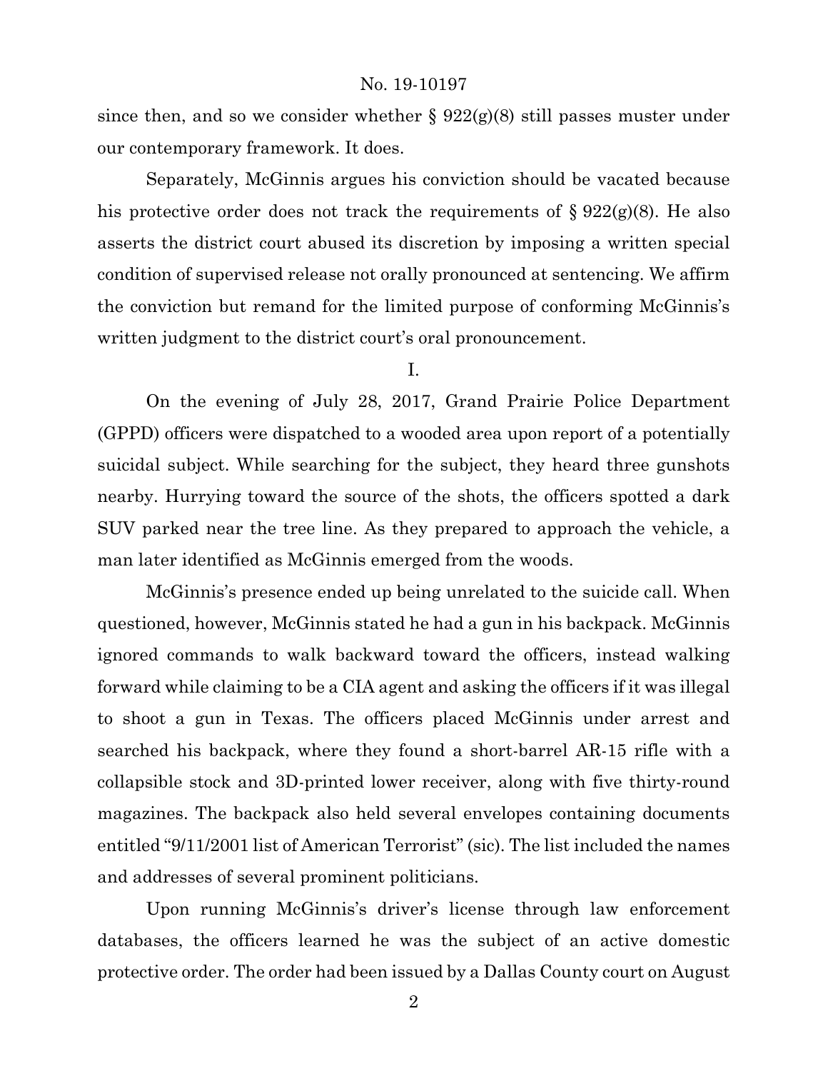since then, and so we consider whether § 922(g)(8) still passes muster under our contemporary framework. It does.

Separately, McGinnis argues his conviction should be vacated because his protective order does not track the requirements of § 922(g)(8). He also asserts the district court abused its discretion by imposing a written special condition of supervised release not orally pronounced at sentencing. We affirm the conviction but remand for the limited purpose of conforming McGinnis's written judgment to the district court's oral pronouncement.

## I.

On the evening of July 28, 2017, Grand Prairie Police Department (GPPD) officers were dispatched to a wooded area upon report of a potentially suicidal subject. While searching for the subject, they heard three gunshots nearby. Hurrying toward the source of the shots, the officers spotted a dark SUV parked near the tree line. As they prepared to approach the vehicle, a man later identified as McGinnis emerged from the woods.

McGinnis's presence ended up being unrelated to the suicide call. When questioned, however, McGinnis stated he had a gun in his backpack. McGinnis ignored commands to walk backward toward the officers, instead walking forward while claiming to be a CIA agent and asking the officers if it was illegal to shoot a gun in Texas. The officers placed McGinnis under arrest and searched his backpack, where they found a short-barrel AR-15 rifle with a collapsible stock and 3D-printed lower receiver, along with five thirty-round magazines. The backpack also held several envelopes containing documents entitled "9/11/2001 list of American Terrorist" (sic). The list included the names and addresses of several prominent politicians.

Upon running McGinnis's driver's license through law enforcement databases, the officers learned he was the subject of an active domestic protective order. The order had been issued by a Dallas County court on August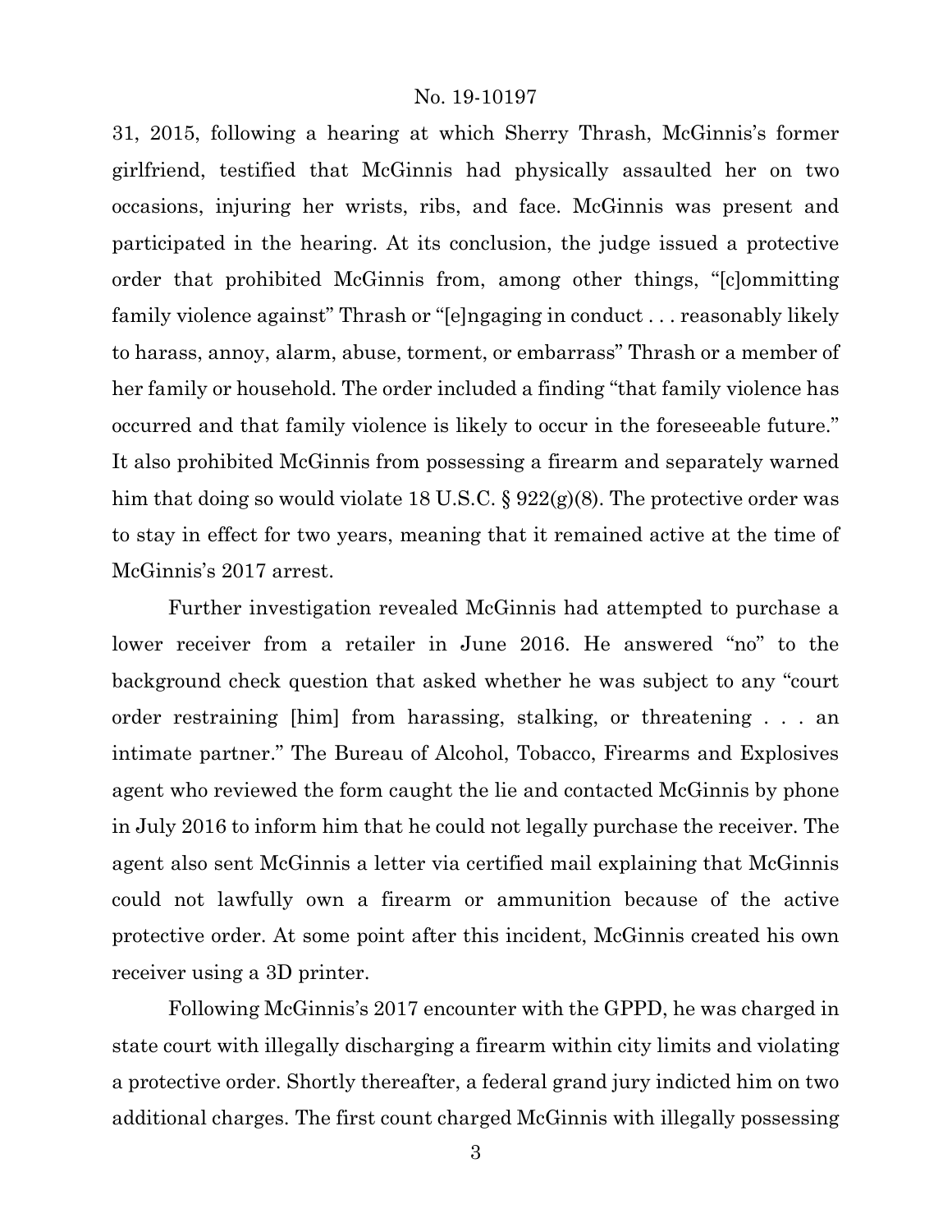31, 2015, following a hearing at which Sherry Thrash, McGinnis's former girlfriend, testified that McGinnis had physically assaulted her on two occasions, injuring her wrists, ribs, and face. McGinnis was present and participated in the hearing. At its conclusion, the judge issued a protective order that prohibited McGinnis from, among other things, "[c]ommitting family violence against" Thrash or "[e]ngaging in conduct . . . reasonably likely to harass, annoy, alarm, abuse, torment, or embarrass" Thrash or a member of her family or household. The order included a finding "that family violence has occurred and that family violence is likely to occur in the foreseeable future." It also prohibited McGinnis from possessing a firearm and separately warned him that doing so would violate 18 U.S.C. § 922(g)(8). The protective order was to stay in effect for two years, meaning that it remained active at the time of McGinnis's 2017 arrest.

Further investigation revealed McGinnis had attempted to purchase a lower receiver from a retailer in June 2016. He answered "no" to the background check question that asked whether he was subject to any "court order restraining [him] from harassing, stalking, or threatening . . . an intimate partner." The Bureau of Alcohol, Tobacco, Firearms and Explosives agent who reviewed the form caught the lie and contacted McGinnis by phone in July 2016 to inform him that he could not legally purchase the receiver. The agent also sent McGinnis a letter via certified mail explaining that McGinnis could not lawfully own a firearm or ammunition because of the active protective order. At some point after this incident, McGinnis created his own receiver using a 3D printer.

Following McGinnis's 2017 encounter with the GPPD, he was charged in state court with illegally discharging a firearm within city limits and violating a protective order. Shortly thereafter, a federal grand jury indicted him on two additional charges. The first count charged McGinnis with illegally possessing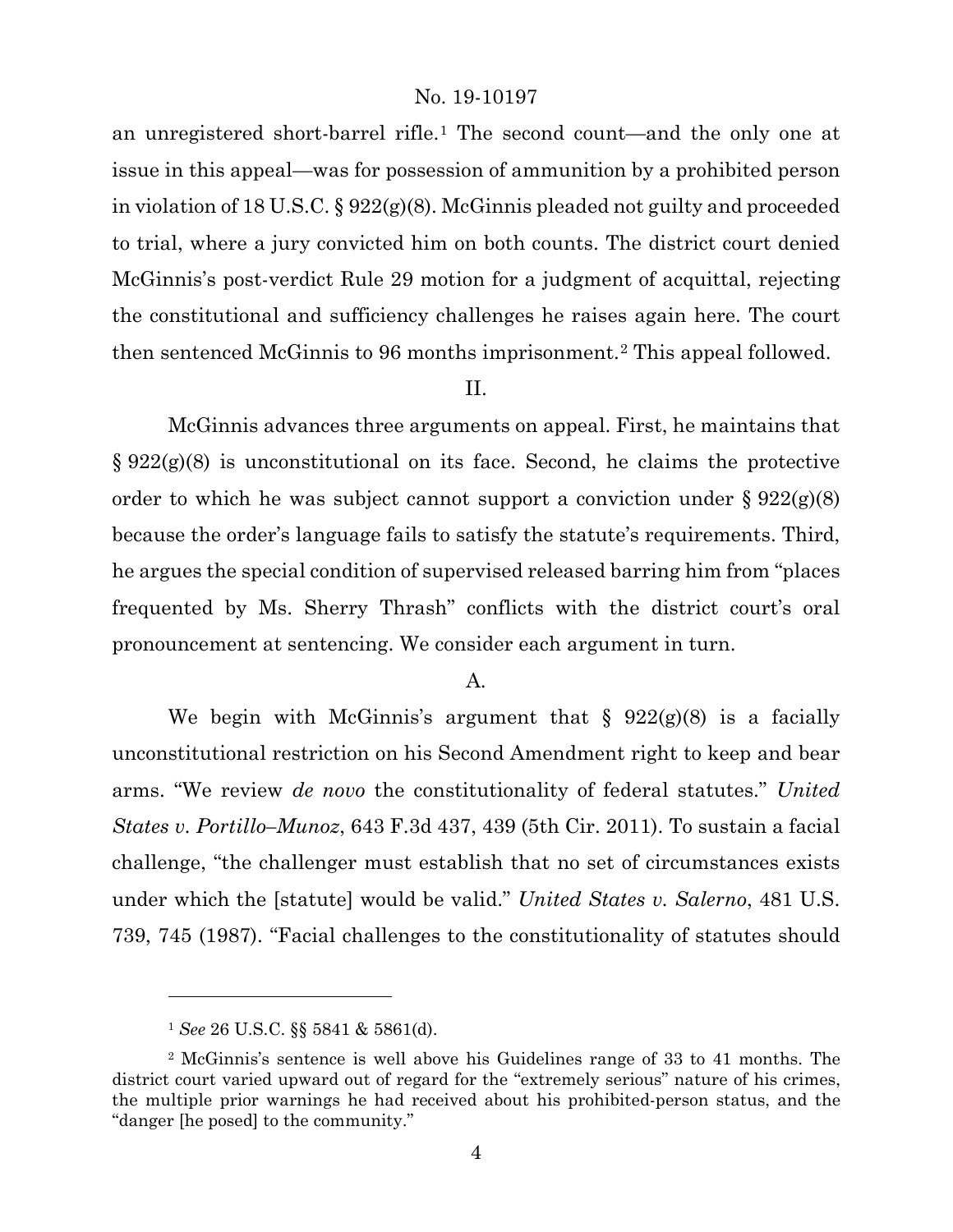an unregistered short-barrel rifle.[1] The second count—and the only one at issue in this appeal—was for possession of ammunition by a prohibited person in violation of 18 U.S.C. § 922(g)(8). McGinnis pleaded not guilty and proceeded to trial, where a jury convicted him on both counts. The district court denied McGinnis's post-verdict Rule 29 motion for a judgment of acquittal, rejecting the constitutional and sufficiency challenges he raises again here. The court then sentenced McGinnis to 96 months imprisonment.[2] This appeal followed.

## II.

McGinnis advances three arguments on appeal. First, he maintains that § 922(g)(8) is unconstitutional on its face. Second, he claims the protective order to which he was subject cannot support a conviction under § 922(g)(8) because the order's language fails to satisfy the statute's requirements. Third, he argues the special condition of supervised released barring him from "places frequented by Ms. Sherry Thrash" conflicts with the district court's oral pronouncement at sentencing. We consider each argument in turn.

### A.

We begin with McGinnis's argument that § 922(g)(8) is a facially unconstitutional restriction on his Second Amendment right to keep and bear arms. "We review *de novo* the constitutionality of federal statutes." *United States v. Portillo–Munoz*, 643 F.3d 437, 439 (5th Cir. 2011). To sustain a facial challenge, "the challenger must establish that no set of circumstances exists under which the [statute] would be valid." *United States v. Salerno*, 481 U.S. 739, 745 (1987). "Facial challenges to the constitutionality of statutes should

---

[1] *See* 26 U.S.C. §§ 5841 & 5861(d).

[2] McGinnis's sentence is well above his Guidelines range of 33 to 41 months. The district court varied upward out of regard for the "extremely serious" nature of his crimes, the multiple prior warnings he had received about his prohibited-person status, and the "danger [he posed] to the community."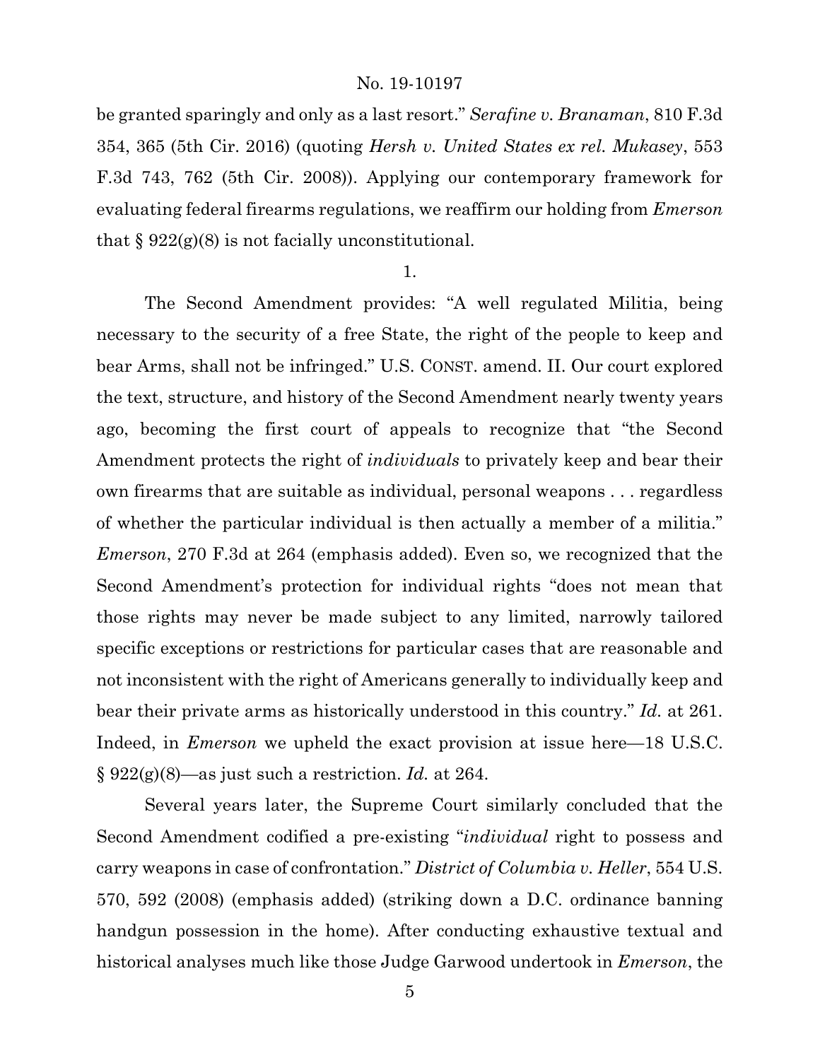be granted sparingly and only as a last resort." *Serafine v. Branaman*, 810 F.3d 354, 365 (5th Cir. 2016) (quoting *Hersh v. United States ex rel. Mukasey*, 553 F.3d 743, 762 (5th Cir. 2008)). Applying our contemporary framework for evaluating federal firearms regulations, we reaffirm our holding from *Emerson* that § 922(g)(8) is not facially unconstitutional.

1.

The Second Amendment provides: "A well regulated Militia, being necessary to the security of a free State, the right of the people to keep and bear Arms, shall not be infringed." U.S. CONST. amend. II. Our court explored the text, structure, and history of the Second Amendment nearly twenty years ago, becoming the first court of appeals to recognize that "the Second Amendment protects the right of *individuals* to privately keep and bear their own firearms that are suitable as individual, personal weapons . . . regardless of whether the particular individual is then actually a member of a militia." *Emerson*, 270 F.3d at 264 (emphasis added). Even so, we recognized that the Second Amendment's protection for individual rights "does not mean that those rights may never be made subject to any limited, narrowly tailored specific exceptions or restrictions for particular cases that are reasonable and not inconsistent with the right of Americans generally to individually keep and bear their private arms as historically understood in this country." *Id.* at 261. Indeed, in *Emerson* we upheld the exact provision at issue here—18 U.S.C. § 922(g)(8)—as just such a restriction. *Id.* at 264.

Several years later, the Supreme Court similarly concluded that the Second Amendment codified a pre-existing "*individual* right to possess and carry weapons in case of confrontation." *District of Columbia v. Heller*, 554 U.S. 570, 592 (2008) (emphasis added) (striking down a D.C. ordinance banning handgun possession in the home). After conducting exhaustive textual and historical analyses much like those Judge Garwood undertook in *Emerson*, the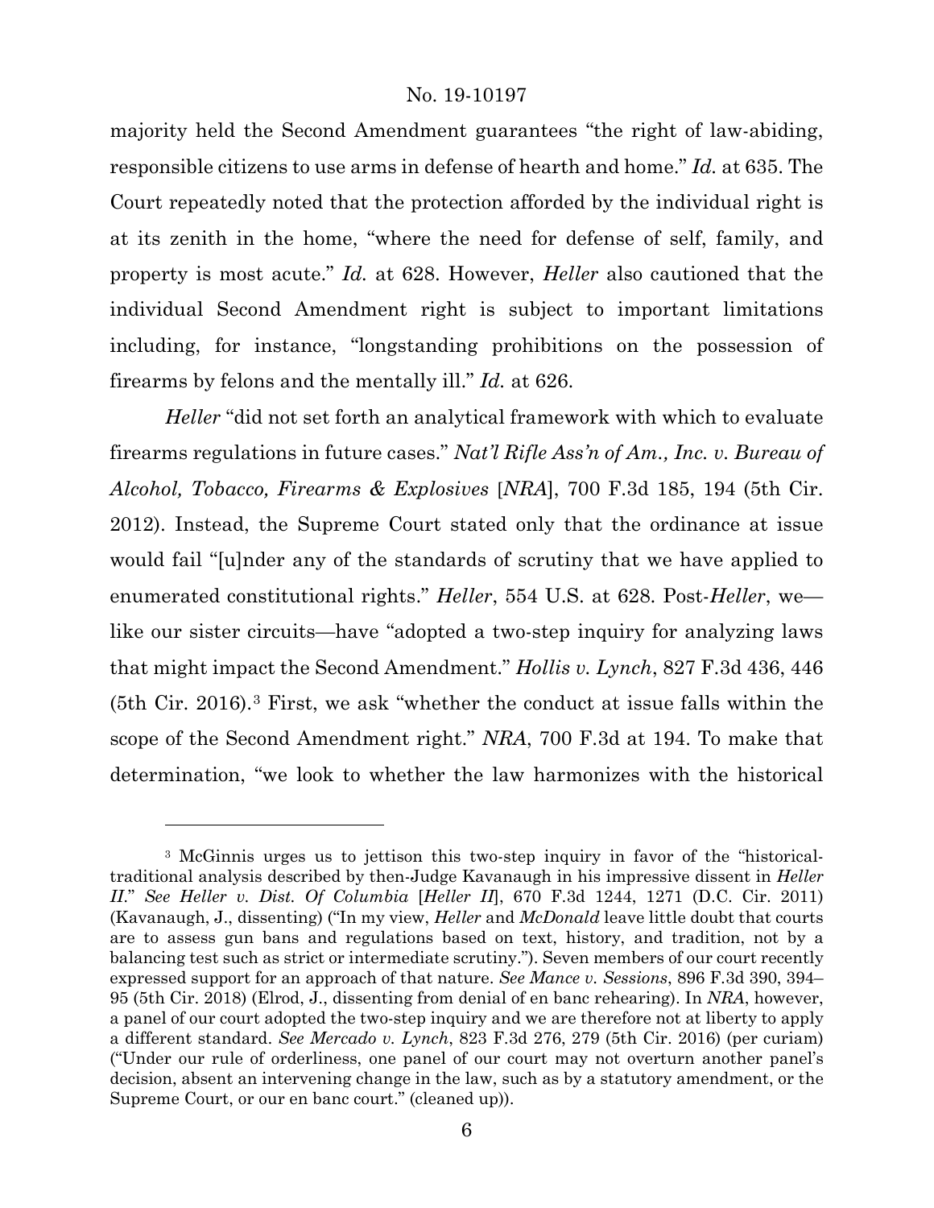majority held the Second Amendment guarantees "the right of law-abiding, responsible citizens to use arms in defense of hearth and home." *Id.* at 635. The Court repeatedly noted that the protection afforded by the individual right is at its zenith in the home, "where the need for defense of self, family, and property is most acute." *Id.* at 628. However, *Heller* also cautioned that the individual Second Amendment right is subject to important limitations including, for instance, "longstanding prohibitions on the possession of firearms by felons and the mentally ill." *Id.* at 626.

*Heller* "did not set forth an analytical framework with which to evaluate firearms regulations in future cases." *Nat'l Rifle Ass'n of Am., Inc. v. Bureau of Alcohol, Tobacco, Firearms & Explosives* [*NRA*], 700 F.3d 185, 194 (5th Cir. 2012). Instead, the Supreme Court stated only that the ordinance at issue would fail "[u]nder any of the standards of scrutiny that we have applied to enumerated constitutional rights." *Heller*, 554 U.S. at 628. Post-*Heller*, we—like our sister circuits—have "adopted a two-step inquiry for analyzing laws that might impact the Second Amendment." *Hollis v. Lynch*, 827 F.3d 436, 446 (5th Cir. 2016).[3] First, we ask "whether the conduct at issue falls within the scope of the Second Amendment right." *NRA*, 700 F.3d at 194. To make that determination, "we look to whether the law harmonizes with the historical

---

[3] McGinnis urges us to jettison this two-step inquiry in favor of the "historical-traditional analysis described by then-Judge Kavanaugh in his impressive dissent in *Heller II*." *See Heller v. Dist. Of Columbia* [*Heller II*], 670 F.3d 1244, 1271 (D.C. Cir. 2011) (Kavanaugh, J., dissenting) ("In my view, *Heller* and *McDonald* leave little doubt that courts are to assess gun bans and regulations based on text, history, and tradition, not by a balancing test such as strict or intermediate scrutiny."). Seven members of our court recently expressed support for an approach of that nature. *See Mance v. Sessions*, 896 F.3d 390, 394–95 (5th Cir. 2018) (Elrod, J., dissenting from denial of en banc rehearing). In *NRA*, however, a panel of our court adopted the two-step inquiry and we are therefore not at liberty to apply a different standard. *See Mercado v. Lynch*, 823 F.3d 276, 279 (5th Cir. 2016) (per curiam) ("Under our rule of orderliness, one panel of our court may not overturn another panel's decision, absent an intervening change in the law, such as by a statutory amendment, or the Supreme Court, or our en banc court." (cleaned up)).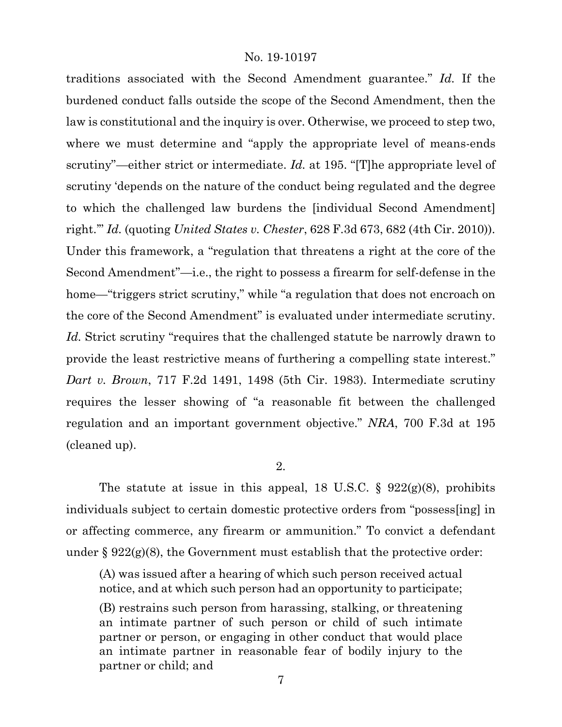traditions associated with the Second Amendment guarantee." *Id.* If the burdened conduct falls outside the scope of the Second Amendment, then the law is constitutional and the inquiry is over. Otherwise, we proceed to step two, where we must determine and "apply the appropriate level of means-ends scrutiny"—either strict or intermediate. *Id.* at 195. "[T]he appropriate level of scrutiny 'depends on the nature of the conduct being regulated and the degree to which the challenged law burdens the [individual Second Amendment] right.'" *Id.* (quoting *United States v. Chester*, 628 F.3d 673, 682 (4th Cir. 2010)). Under this framework, a "regulation that threatens a right at the core of the Second Amendment"—i.e., the right to possess a firearm for self-defense in the home—"triggers strict scrutiny," while "a regulation that does not encroach on the core of the Second Amendment" is evaluated under intermediate scrutiny. *Id.* Strict scrutiny "requires that the challenged statute be narrowly drawn to provide the least restrictive means of furthering a compelling state interest." *Dart v. Brown*, 717 F.2d 1491, 1498 (5th Cir. 1983). Intermediate scrutiny requires the lesser showing of "a reasonable fit between the challenged regulation and an important government objective." *NRA*, 700 F.3d at 195 (cleaned up).

2.

The statute at issue in this appeal, 18 U.S.C. § 922(g)(8), prohibits individuals subject to certain domestic protective orders from "possess[ing] in or affecting commerce, any firearm or ammunition." To convict a defendant under § 922(g)(8), the Government must establish that the protective order:

> (A) was issued after a hearing of which such person received actual notice, and at which such person had an opportunity to participate;
>
> (B) restrains such person from harassing, stalking, or threatening an intimate partner of such person or child of such intimate partner or person, or engaging in other conduct that would place an intimate partner in reasonable fear of bodily injury to the partner or child; and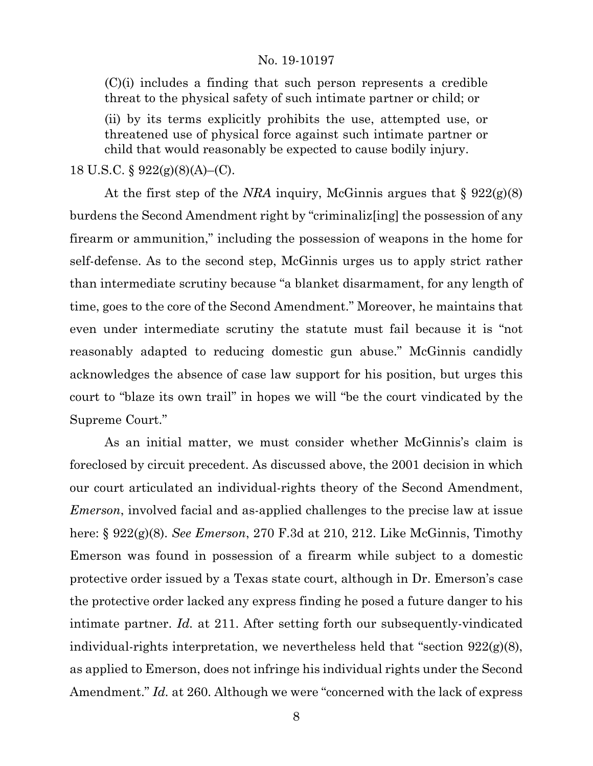> (C)(i) includes a finding that such person represents a credible threat to the physical safety of such intimate partner or child; or
>
> (ii) by its terms explicitly prohibits the use, attempted use, or threatened use of physical force against such intimate partner or child that would reasonably be expected to cause bodily injury.

18 U.S.C. § 922(g)(8)(A)–(C).

At the first step of the *NRA* inquiry, McGinnis argues that § 922(g)(8) burdens the Second Amendment right by "criminaliz[ing] the possession of any firearm or ammunition," including the possession of weapons in the home for self-defense. As to the second step, McGinnis urges us to apply strict rather than intermediate scrutiny because "a blanket disarmament, for any length of time, goes to the core of the Second Amendment." Moreover, he maintains that even under intermediate scrutiny the statute must fail because it is "not reasonably adapted to reducing domestic gun abuse." McGinnis candidly acknowledges the absence of case law support for his position, but urges this court to "blaze its own trail" in hopes we will "be the court vindicated by the Supreme Court."

As an initial matter, we must consider whether McGinnis's claim is foreclosed by circuit precedent. As discussed above, the 2001 decision in which our court articulated an individual-rights theory of the Second Amendment, *Emerson*, involved facial and as-applied challenges to the precise law at issue here: § 922(g)(8). *See Emerson*, 270 F.3d at 210, 212. Like McGinnis, Timothy Emerson was found in possession of a firearm while subject to a domestic protective order issued by a Texas state court, although in Dr. Emerson's case the protective order lacked any express finding he posed a future danger to his intimate partner. *Id.* at 211. After setting forth our subsequently-vindicated individual-rights interpretation, we nevertheless held that "section 922(g)(8), as applied to Emerson, does not infringe his individual rights under the Second Amendment." *Id.* at 260. Although we were "concerned with the lack of express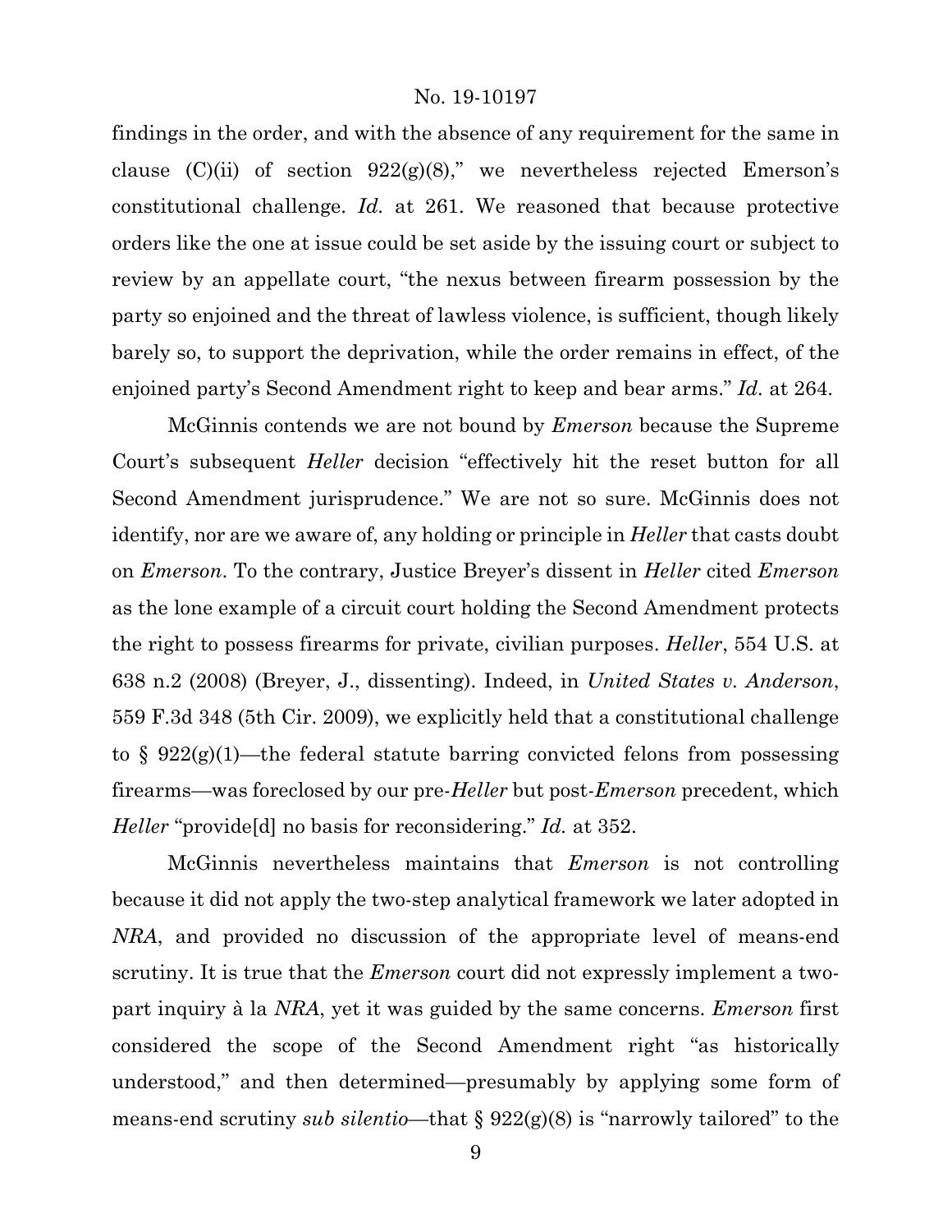findings in the order, and with the absence of any requirement for the same in clause (C)(ii) of section 922(g)(8)," we nevertheless rejected Emerson's constitutional challenge. *Id.* at 261. We reasoned that because protective orders like the one at issue could be set aside by the issuing court or subject to review by an appellate court, "the nexus between firearm possession by the party so enjoined and the threat of lawless violence, is sufficient, though likely barely so, to support the deprivation, while the order remains in effect, of the enjoined party's Second Amendment right to keep and bear arms." *Id.* at 264.

McGinnis contends we are not bound by *Emerson* because the Supreme Court's subsequent *Heller* decision "effectively hit the reset button for all Second Amendment jurisprudence." We are not so sure. McGinnis does not identify, nor are we aware of, any holding or principle in *Heller* that casts doubt on *Emerson*. To the contrary, Justice Breyer's dissent in *Heller* cited *Emerson* as the lone example of a circuit court holding the Second Amendment protects the right to possess firearms for private, civilian purposes. *Heller*, 554 U.S. at 638 n.2 (2008) (Breyer, J., dissenting). Indeed, in *United States v. Anderson*, 559 F.3d 348 (5th Cir. 2009), we explicitly held that a constitutional challenge to § 922(g)(1)—the federal statute barring convicted felons from possessing firearms—was foreclosed by our pre-*Heller* but post-*Emerson* precedent, which *Heller* "provide[d] no basis for reconsidering." *Id.* at 352.

McGinnis nevertheless maintains that *Emerson* is not controlling because it did not apply the two-step analytical framework we later adopted in *NRA*, and provided no discussion of the appropriate level of means-end scrutiny. It is true that the *Emerson* court did not expressly implement a two-part inquiry à la *NRA*, yet it was guided by the same concerns. *Emerson* first considered the scope of the Second Amendment right "as historically understood," and then determined—presumably by applying some form of means-end scrutiny *sub silentio*—that § 922(g)(8) is "narrowly tailored" to the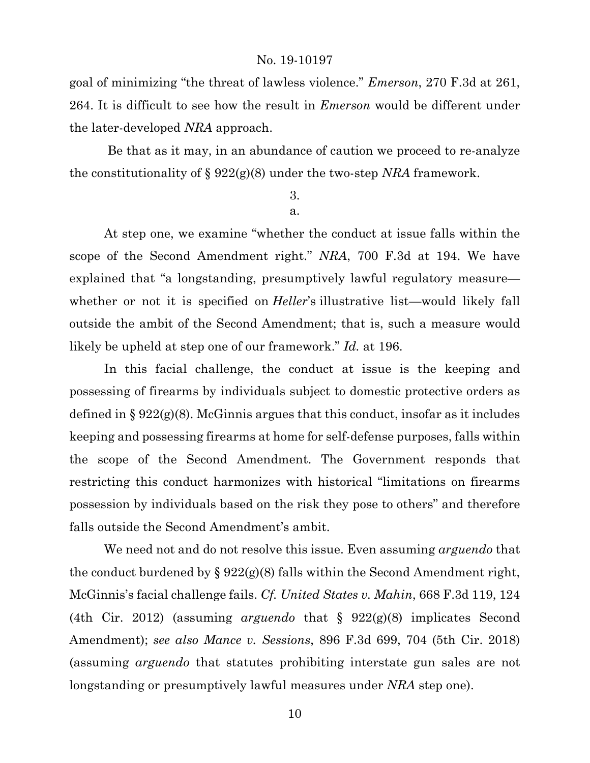goal of minimizing "the threat of lawless violence." *Emerson*, 270 F.3d at 261, 264. It is difficult to see how the result in *Emerson* would be different under the later-developed *NRA* approach.

Be that as it may, in an abundance of caution we proceed to re-analyze the constitutionality of § 922(g)(8) under the two-step *NRA* framework.

3.

a.

At step one, we examine "whether the conduct at issue falls within the scope of the Second Amendment right." *NRA*, 700 F.3d at 194. We have explained that "a longstanding, presumptively lawful regulatory measure—whether or not it is specified on *Heller*'s illustrative list—would likely fall outside the ambit of the Second Amendment; that is, such a measure would likely be upheld at step one of our framework." *Id.* at 196.

In this facial challenge, the conduct at issue is the keeping and possessing of firearms by individuals subject to domestic protective orders as defined in § 922(g)(8). McGinnis argues that this conduct, insofar as it includes keeping and possessing firearms at home for self-defense purposes, falls within the scope of the Second Amendment. The Government responds that restricting this conduct harmonizes with historical "limitations on firearms possession by individuals based on the risk they pose to others" and therefore falls outside the Second Amendment's ambit.

We need not and do not resolve this issue. Even assuming *arguendo* that the conduct burdened by § 922(g)(8) falls within the Second Amendment right, McGinnis's facial challenge fails. *Cf. United States v. Mahin*, 668 F.3d 119, 124 (4th Cir. 2012) (assuming *arguendo* that § 922(g)(8) implicates Second Amendment); *see also Mance v. Sessions*, 896 F.3d 699, 704 (5th Cir. 2018) (assuming *arguendo* that statutes prohibiting interstate gun sales are not longstanding or presumptively lawful measures under *NRA* step one).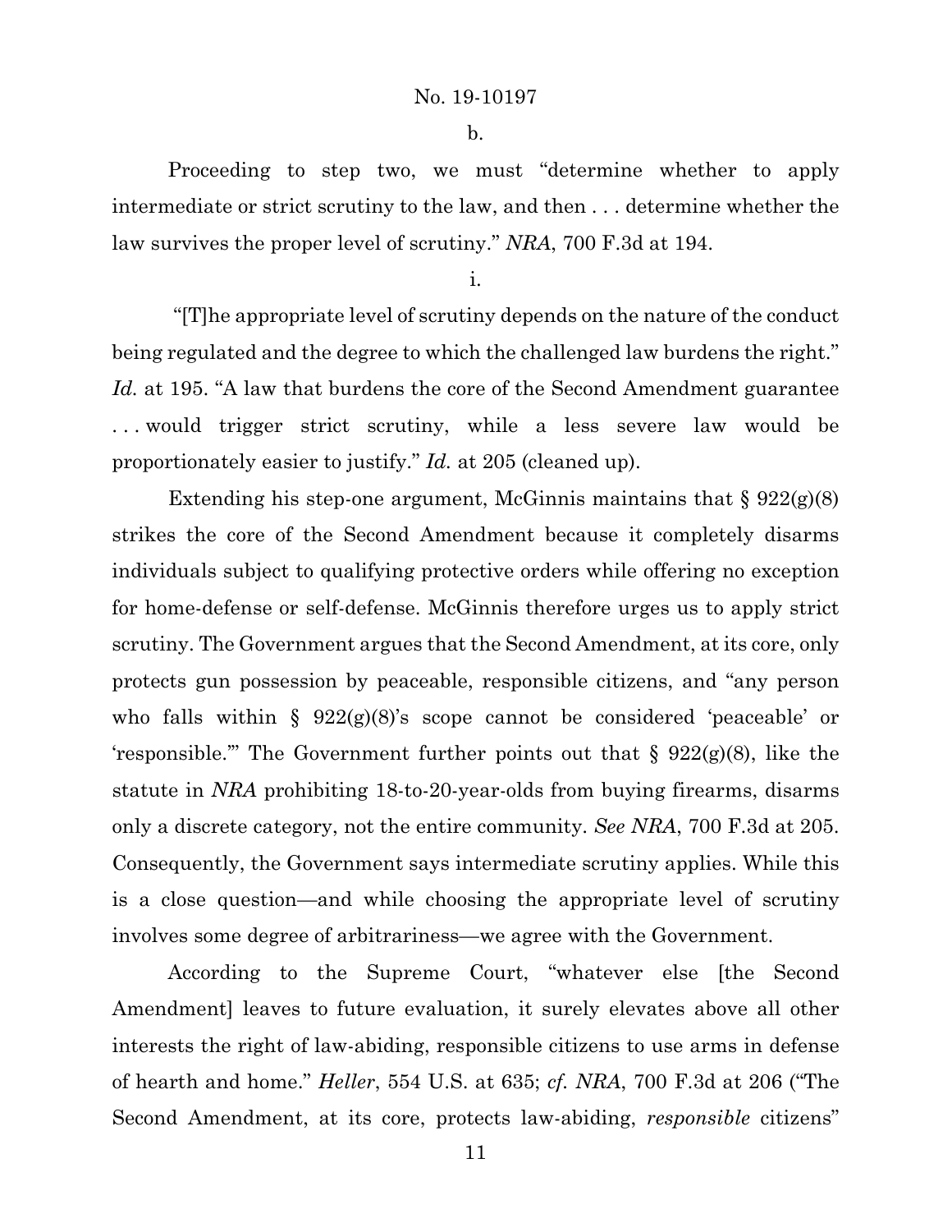b.

Proceeding to step two, we must "determine whether to apply intermediate or strict scrutiny to the law, and then . . . determine whether the law survives the proper level of scrutiny." *NRA*, 700 F.3d at 194.

i.

"[T]he appropriate level of scrutiny depends on the nature of the conduct being regulated and the degree to which the challenged law burdens the right." *Id.* at 195. "A law that burdens the core of the Second Amendment guarantee . . . would trigger strict scrutiny, while a less severe law would be proportionately easier to justify." *Id.* at 205 (cleaned up).

Extending his step-one argument, McGinnis maintains that § 922(g)(8) strikes the core of the Second Amendment because it completely disarms individuals subject to qualifying protective orders while offering no exception for home-defense or self-defense. McGinnis therefore urges us to apply strict scrutiny. The Government argues that the Second Amendment, at its core, only protects gun possession by peaceable, responsible citizens, and "any person who falls within § 922(g)(8)'s scope cannot be considered 'peaceable' or 'responsible.'" The Government further points out that § 922(g)(8), like the statute in *NRA* prohibiting 18-to-20-year-olds from buying firearms, disarms only a discrete category, not the entire community. *See NRA*, 700 F.3d at 205. Consequently, the Government says intermediate scrutiny applies. While this is a close question—and while choosing the appropriate level of scrutiny involves some degree of arbitrariness—we agree with the Government.

According to the Supreme Court, "whatever else [the Second Amendment] leaves to future evaluation, it surely elevates above all other interests the right of law-abiding, responsible citizens to use arms in defense of hearth and home." *Heller*, 554 U.S. at 635; *cf. NRA*, 700 F.3d at 206 ("The Second Amendment, at its core, protects law-abiding, *responsible* citizens"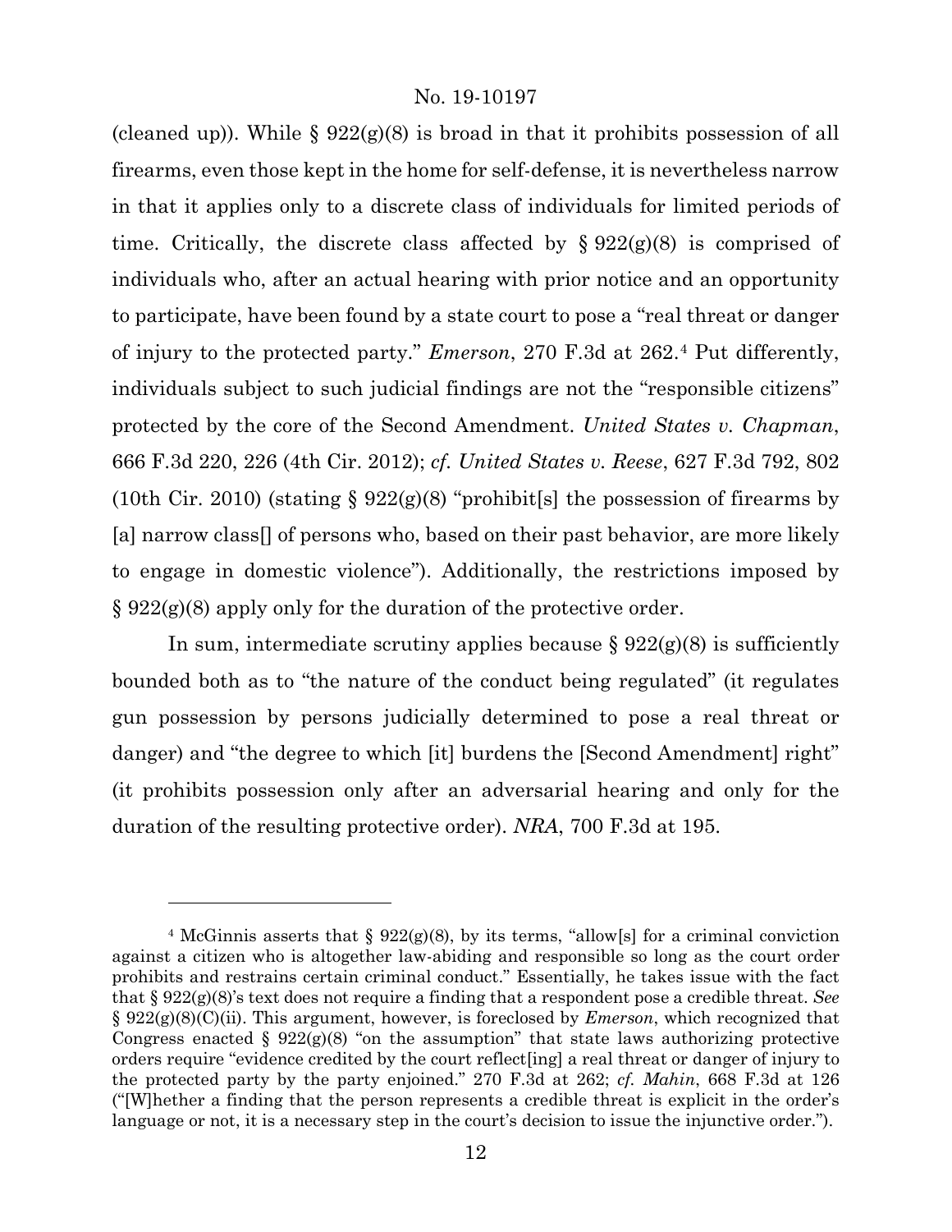(cleaned up)). While § 922(g)(8) is broad in that it prohibits possession of all firearms, even those kept in the home for self-defense, it is nevertheless narrow in that it applies only to a discrete class of individuals for limited periods of time. Critically, the discrete class affected by § 922(g)(8) is comprised of individuals who, after an actual hearing with prior notice and an opportunity to participate, have been found by a state court to pose a "real threat or danger of injury to the protected party." *Emerson*, 270 F.3d at 262.[4] Put differently, individuals subject to such judicial findings are not the "responsible citizens" protected by the core of the Second Amendment. *United States v. Chapman*, 666 F.3d 220, 226 (4th Cir. 2012); *cf. United States v. Reese*, 627 F.3d 792, 802 (10th Cir. 2010) (stating § 922(g)(8) "prohibit[s] the possession of firearms by [a] narrow class[] of persons who, based on their past behavior, are more likely to engage in domestic violence"). Additionally, the restrictions imposed by § 922(g)(8) apply only for the duration of the protective order.

In sum, intermediate scrutiny applies because § 922(g)(8) is sufficiently bounded both as to "the nature of the conduct being regulated" (it regulates gun possession by persons judicially determined to pose a real threat or danger) and "the degree to which [it] burdens the [Second Amendment] right" (it prohibits possession only after an adversarial hearing and only for the duration of the resulting protective order). *NRA*, 700 F.3d at 195.

---

[4] McGinnis asserts that § 922(g)(8), by its terms, "allow[s] for a criminal conviction against a citizen who is altogether law-abiding and responsible so long as the court order prohibits and restrains certain criminal conduct." Essentially, he takes issue with the fact that § 922(g)(8)'s text does not require a finding that a respondent pose a credible threat. *See* § 922(g)(8)(C)(ii). This argument, however, is foreclosed by *Emerson*, which recognized that Congress enacted § 922(g)(8) "on the assumption" that state laws authorizing protective orders require "evidence credited by the court reflect[ing] a real threat or danger of injury to the protected party by the party enjoined." 270 F.3d at 262; *cf. Mahin*, 668 F.3d at 126 ("[W]hether a finding that the person represents a credible threat is explicit in the order's language or not, it is a necessary step in the court's decision to issue the injunctive order.").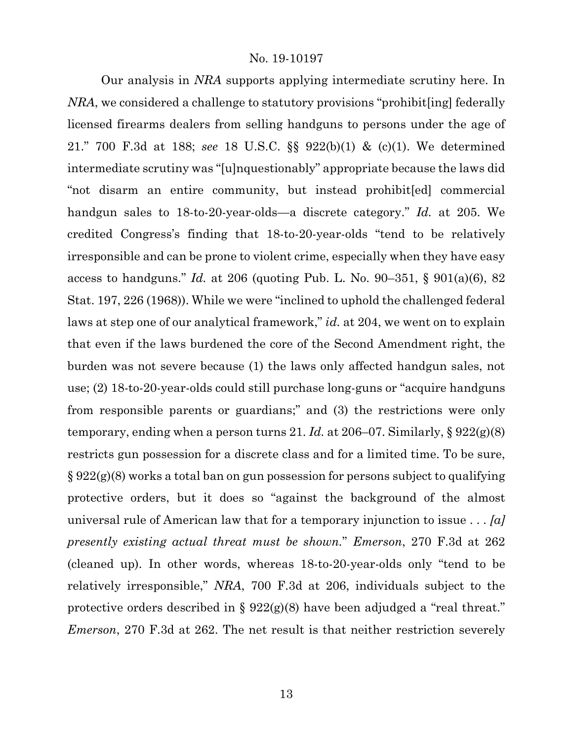Our analysis in *NRA* supports applying intermediate scrutiny here. In *NRA*, we considered a challenge to statutory provisions "prohibit[ing] federally licensed firearms dealers from selling handguns to persons under the age of 21." 700 F.3d at 188; *see* 18 U.S.C. §§ 922(b)(1) & (c)(1). We determined intermediate scrutiny was "[u]nquestionably" appropriate because the laws did "not disarm an entire community, but instead prohibit[ed] commercial handgun sales to 18-to-20-year-olds—a discrete category." *Id.* at 205. We credited Congress's finding that 18-to-20-year-olds "tend to be relatively irresponsible and can be prone to violent crime, especially when they have easy access to handguns." *Id.* at 206 (quoting Pub. L. No. 90–351, § 901(a)(6), 82 Stat. 197, 226 (1968)). While we were "inclined to uphold the challenged federal laws at step one of our analytical framework," *id.* at 204, we went on to explain that even if the laws burdened the core of the Second Amendment right, the burden was not severe because (1) the laws only affected handgun sales, not use; (2) 18-to-20-year-olds could still purchase long-guns or "acquire handguns from responsible parents or guardians;" and (3) the restrictions were only temporary, ending when a person turns 21. *Id.* at 206–07. Similarly, § 922(g)(8) restricts gun possession for a discrete class and for a limited time. To be sure, § 922(g)(8) works a total ban on gun possession for persons subject to qualifying protective orders, but it does so "against the background of the almost universal rule of American law that for a temporary injunction to issue . . . *[a] presently existing actual threat must be shown*." *Emerson*, 270 F.3d at 262 (cleaned up). In other words, whereas 18-to-20-year-olds only "tend to be relatively irresponsible," *NRA*, 700 F.3d at 206, individuals subject to the protective orders described in § 922(g)(8) have been adjudged a "real threat." *Emerson*, 270 F.3d at 262. The net result is that neither restriction severely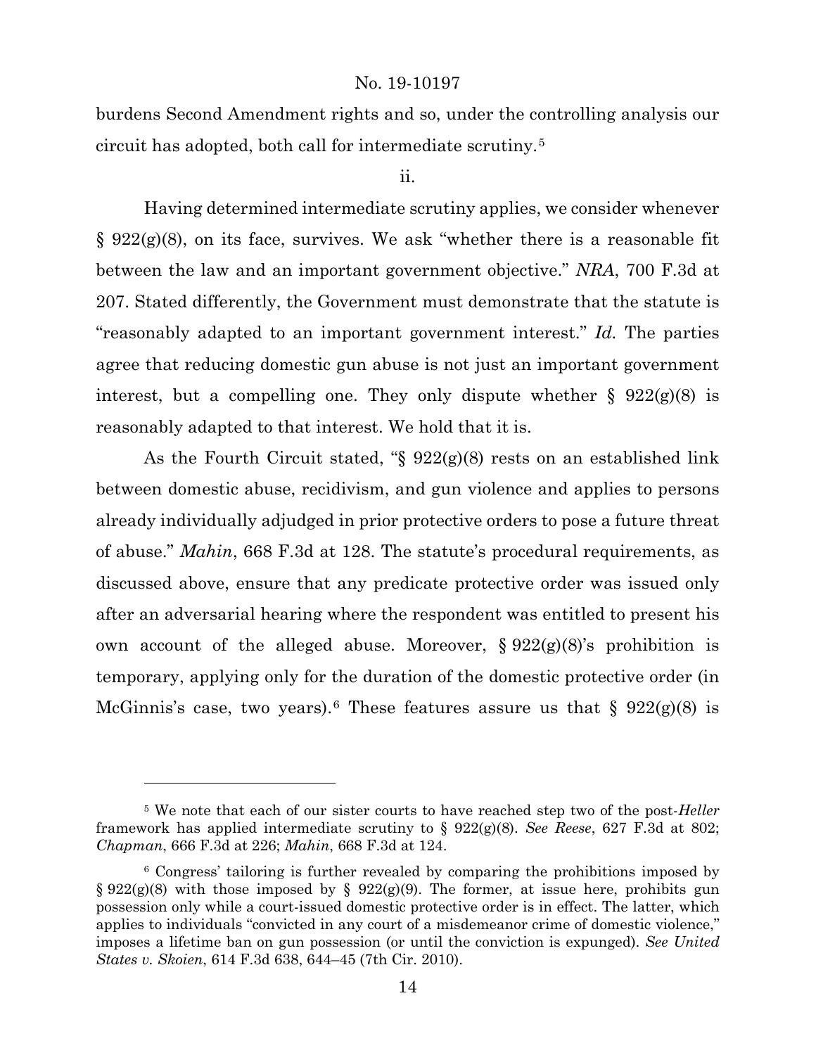burdens Second Amendment rights and so, under the controlling analysis our circuit has adopted, both call for intermediate scrutiny.[5]

ii.

Having determined intermediate scrutiny applies, we consider whenever § 922(g)(8), on its face, survives. We ask "whether there is a reasonable fit between the law and an important government objective." *NRA*, 700 F.3d at 207. Stated differently, the Government must demonstrate that the statute is "reasonably adapted to an important government interest." *Id.* The parties agree that reducing domestic gun abuse is not just an important government interest, but a compelling one. They only dispute whether § 922(g)(8) is reasonably adapted to that interest. We hold that it is.

As the Fourth Circuit stated, "§ 922(g)(8) rests on an established link between domestic abuse, recidivism, and gun violence and applies to persons already individually adjudged in prior protective orders to pose a future threat of abuse." *Mahin*, 668 F.3d at 128. The statute's procedural requirements, as discussed above, ensure that any predicate protective order was issued only after an adversarial hearing where the respondent was entitled to present his own account of the alleged abuse. Moreover, § 922(g)(8)'s prohibition is temporary, applying only for the duration of the domestic protective order (in McGinnis's case, two years).[6] These features assure us that § 922(g)(8) is

---

[5] We note that each of our sister courts to have reached step two of the post-*Heller* framework has applied intermediate scrutiny to § 922(g)(8). *See Reese*, 627 F.3d at 802; *Chapman*, 666 F.3d at 226; *Mahin*, 668 F.3d at 124.

[6] Congress' tailoring is further revealed by comparing the prohibitions imposed by § 922(g)(8) with those imposed by § 922(g)(9). The former, at issue here, prohibits gun possession only while a court-issued domestic protective order is in effect. The latter, which applies to individuals "convicted in any court of a misdemeanor crime of domestic violence," imposes a lifetime ban on gun possession (or until the conviction is expunged). *See United States v. Skoien*, 614 F.3d 638, 644–45 (7th Cir. 2010).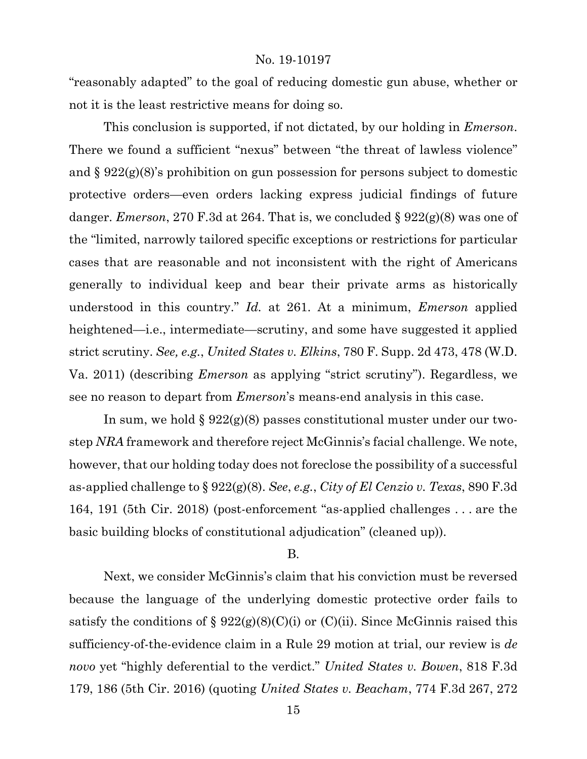"reasonably adapted" to the goal of reducing domestic gun abuse, whether or not it is the least restrictive means for doing so.

This conclusion is supported, if not dictated, by our holding in *Emerson*. There we found a sufficient "nexus" between "the threat of lawless violence" and § 922(g)(8)'s prohibition on gun possession for persons subject to domestic protective orders—even orders lacking express judicial findings of future danger. *Emerson*, 270 F.3d at 264. That is, we concluded § 922(g)(8) was one of the "limited, narrowly tailored specific exceptions or restrictions for particular cases that are reasonable and not inconsistent with the right of Americans generally to individual keep and bear their private arms as historically understood in this country." *Id.* at 261. At a minimum, *Emerson* applied heightened—i.e., intermediate—scrutiny, and some have suggested it applied strict scrutiny. *See, e.g.*, *United States v. Elkins*, 780 F. Supp. 2d 473, 478 (W.D. Va. 2011) (describing *Emerson* as applying "strict scrutiny"). Regardless, we see no reason to depart from *Emerson*'s means-end analysis in this case.

In sum, we hold § 922(g)(8) passes constitutional muster under our two-step *NRA* framework and therefore reject McGinnis's facial challenge. We note, however, that our holding today does not foreclose the possibility of a successful as-applied challenge to § 922(g)(8). *See*, *e.g.*, *City of El Cenzio v. Texas*, 890 F.3d 164, 191 (5th Cir. 2018) (post-enforcement "as-applied challenges . . . are the basic building blocks of constitutional adjudication" (cleaned up)).

B.

Next, we consider McGinnis's claim that his conviction must be reversed because the language of the underlying domestic protective order fails to satisfy the conditions of § 922(g)(8)(C)(i) or (C)(ii). Since McGinnis raised this sufficiency-of-the-evidence claim in a Rule 29 motion at trial, our review is *de novo* yet "highly deferential to the verdict." *United States v. Bowen*, 818 F.3d 179, 186 (5th Cir. 2016) (quoting *United States v. Beacham*, 774 F.3d 267, 272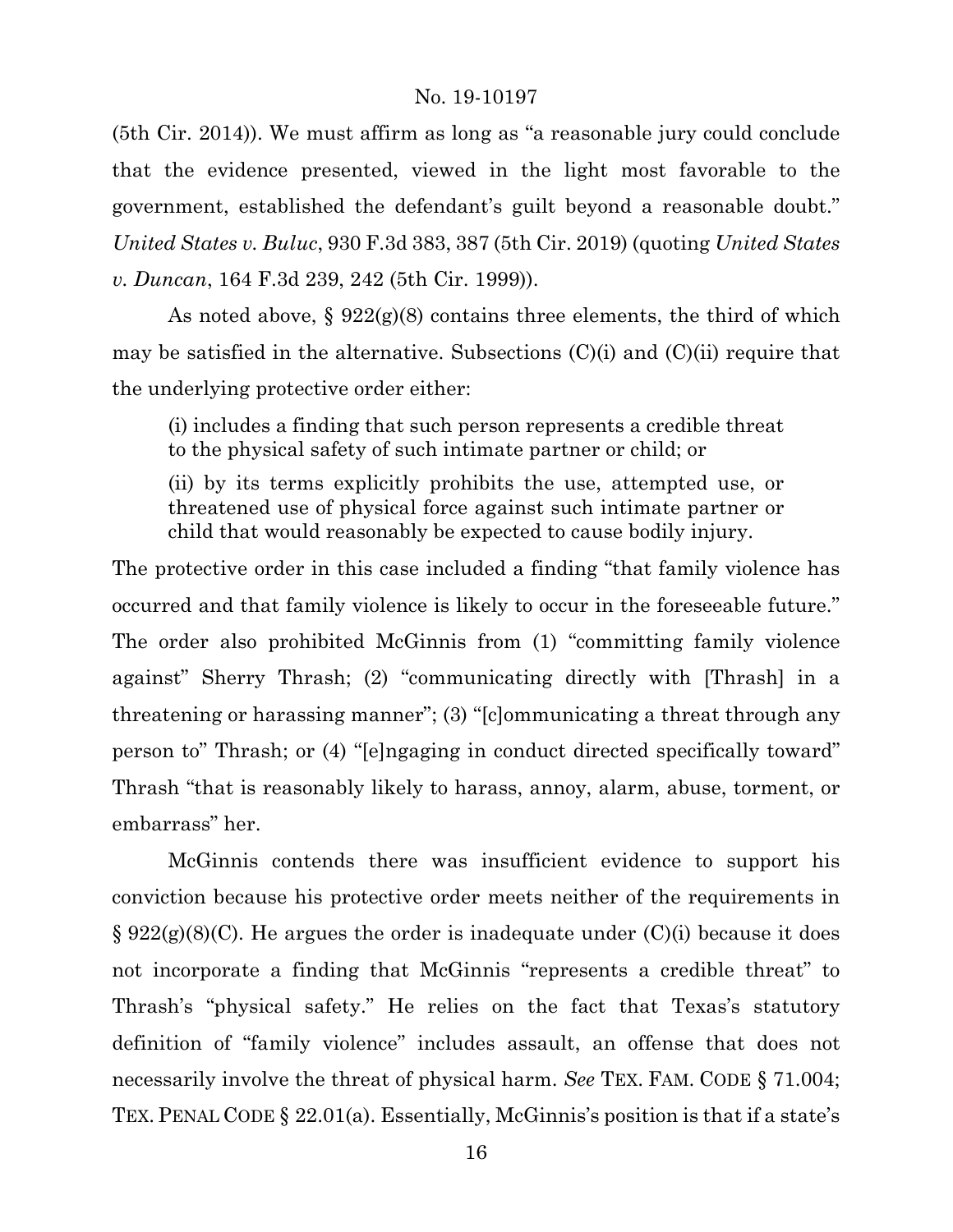(5th Cir. 2014)). We must affirm as long as "a reasonable jury could conclude that the evidence presented, viewed in the light most favorable to the government, established the defendant's guilt beyond a reasonable doubt." *United States v. Buluc*, 930 F.3d 383, 387 (5th Cir. 2019) (quoting *United States v. Duncan*, 164 F.3d 239, 242 (5th Cir. 1999)).

As noted above, § 922(g)(8) contains three elements, the third of which may be satisfied in the alternative. Subsections (C)(i) and (C)(ii) require that the underlying protective order either:

> (i) includes a finding that such person represents a credible threat to the physical safety of such intimate partner or child; or
>
> (ii) by its terms explicitly prohibits the use, attempted use, or threatened use of physical force against such intimate partner or child that would reasonably be expected to cause bodily injury.

The protective order in this case included a finding "that family violence has occurred and that family violence is likely to occur in the foreseeable future." The order also prohibited McGinnis from (1) "committing family violence against" Sherry Thrash; (2) "communicating directly with [Thrash] in a threatening or harassing manner"; (3) "[c]ommunicating a threat through any person to" Thrash; or (4) "[e]ngaging in conduct directed specifically toward" Thrash "that is reasonably likely to harass, annoy, alarm, abuse, torment, or embarrass" her.

McGinnis contends there was insufficient evidence to support his conviction because his protective order meets neither of the requirements in § 922(g)(8)(C). He argues the order is inadequate under (C)(i) because it does not incorporate a finding that McGinnis "represents a credible threat" to Thrash's "physical safety." He relies on the fact that Texas's statutory definition of "family violence" includes assault, an offense that does not necessarily involve the threat of physical harm. *See* TEX. FAM. CODE § 71.004; TEX. PENAL CODE § 22.01(a). Essentially, McGinnis's position is that if a state's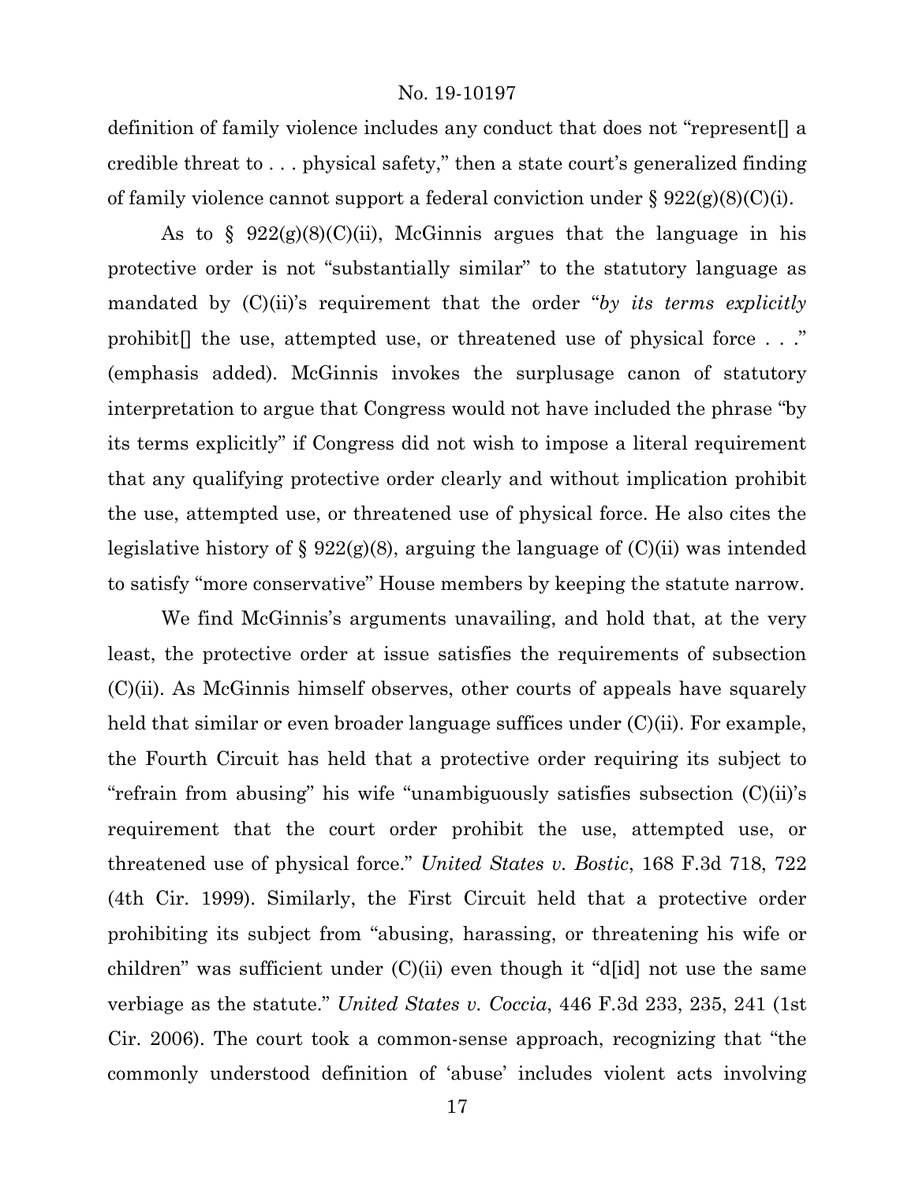definition of family violence includes any conduct that does not "represent[] a credible threat to . . . physical safety," then a state court's generalized finding of family violence cannot support a federal conviction under § 922(g)(8)(C)(i).

As to § 922(g)(8)(C)(ii), McGinnis argues that the language in his protective order is not "substantially similar" to the statutory language as mandated by (C)(ii)'s requirement that the order "*by its terms explicitly* prohibit[] the use, attempted use, or threatened use of physical force . . ." (emphasis added). McGinnis invokes the surplusage canon of statutory interpretation to argue that Congress would not have included the phrase "by its terms explicitly" if Congress did not wish to impose a literal requirement that any qualifying protective order clearly and without implication prohibit the use, attempted use, or threatened use of physical force. He also cites the legislative history of § 922(g)(8), arguing the language of (C)(ii) was intended to satisfy "more conservative" House members by keeping the statute narrow.

We find McGinnis's arguments unavailing, and hold that, at the very least, the protective order at issue satisfies the requirements of subsection (C)(ii). As McGinnis himself observes, other courts of appeals have squarely held that similar or even broader language suffices under (C)(ii). For example, the Fourth Circuit has held that a protective order requiring its subject to "refrain from abusing" his wife "unambiguously satisfies subsection (C)(ii)'s requirement that the court order prohibit the use, attempted use, or threatened use of physical force." *United States v. Bostic*, 168 F.3d 718, 722 (4th Cir. 1999). Similarly, the First Circuit held that a protective order prohibiting its subject from "abusing, harassing, or threatening his wife or children" was sufficient under (C)(ii) even though it "d[id] not use the same verbiage as the statute." *United States v. Coccia*, 446 F.3d 233, 235, 241 (1st Cir. 2006). The court took a common-sense approach, recognizing that "the commonly understood definition of 'abuse' includes violent acts involving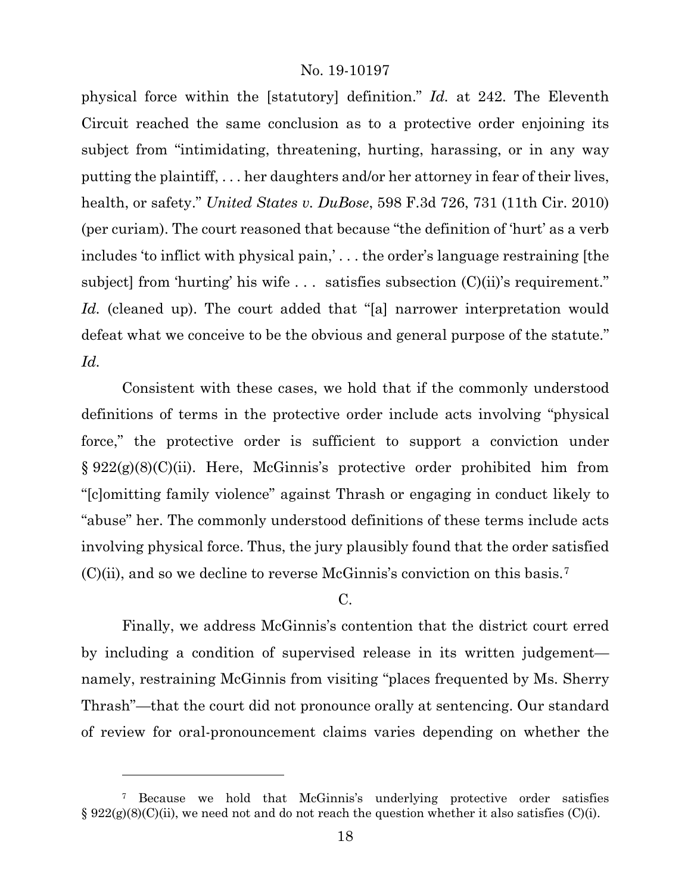physical force within the [statutory] definition." *Id.* at 242. The Eleventh Circuit reached the same conclusion as to a protective order enjoining its subject from "intimidating, threatening, hurting, harassing, or in any way putting the plaintiff, . . . her daughters and/or her attorney in fear of their lives, health, or safety." *United States v. DuBose*, 598 F.3d 726, 731 (11th Cir. 2010) (per curiam). The court reasoned that because "the definition of 'hurt' as a verb includes 'to inflict with physical pain,' . . . the order's language restraining [the subject] from 'hurting' his wife . . . satisfies subsection (C)(ii)'s requirement." *Id.* (cleaned up). The court added that "[a] narrower interpretation would defeat what we conceive to be the obvious and general purpose of the statute." *Id.*

Consistent with these cases, we hold that if the commonly understood definitions of terms in the protective order include acts involving "physical force," the protective order is sufficient to support a conviction under § 922(g)(8)(C)(ii). Here, McGinnis's protective order prohibited him from "[c]omitting family violence" against Thrash or engaging in conduct likely to "abuse" her. The commonly understood definitions of these terms include acts involving physical force. Thus, the jury plausibly found that the order satisfied (C)(ii), and so we decline to reverse McGinnis's conviction on this basis.[7]

C.

Finally, we address McGinnis's contention that the district court erred by including a condition of supervised release in its written judgement—namely, restraining McGinnis from visiting "places frequented by Ms. Sherry Thrash"—that the court did not pronounce orally at sentencing. Our standard of review for oral-pronouncement claims varies depending on whether the

---

[7] Because we hold that McGinnis's underlying protective order satisfies § 922(g)(8)(C)(ii), we need not and do not reach the question whether it also satisfies (C)(i).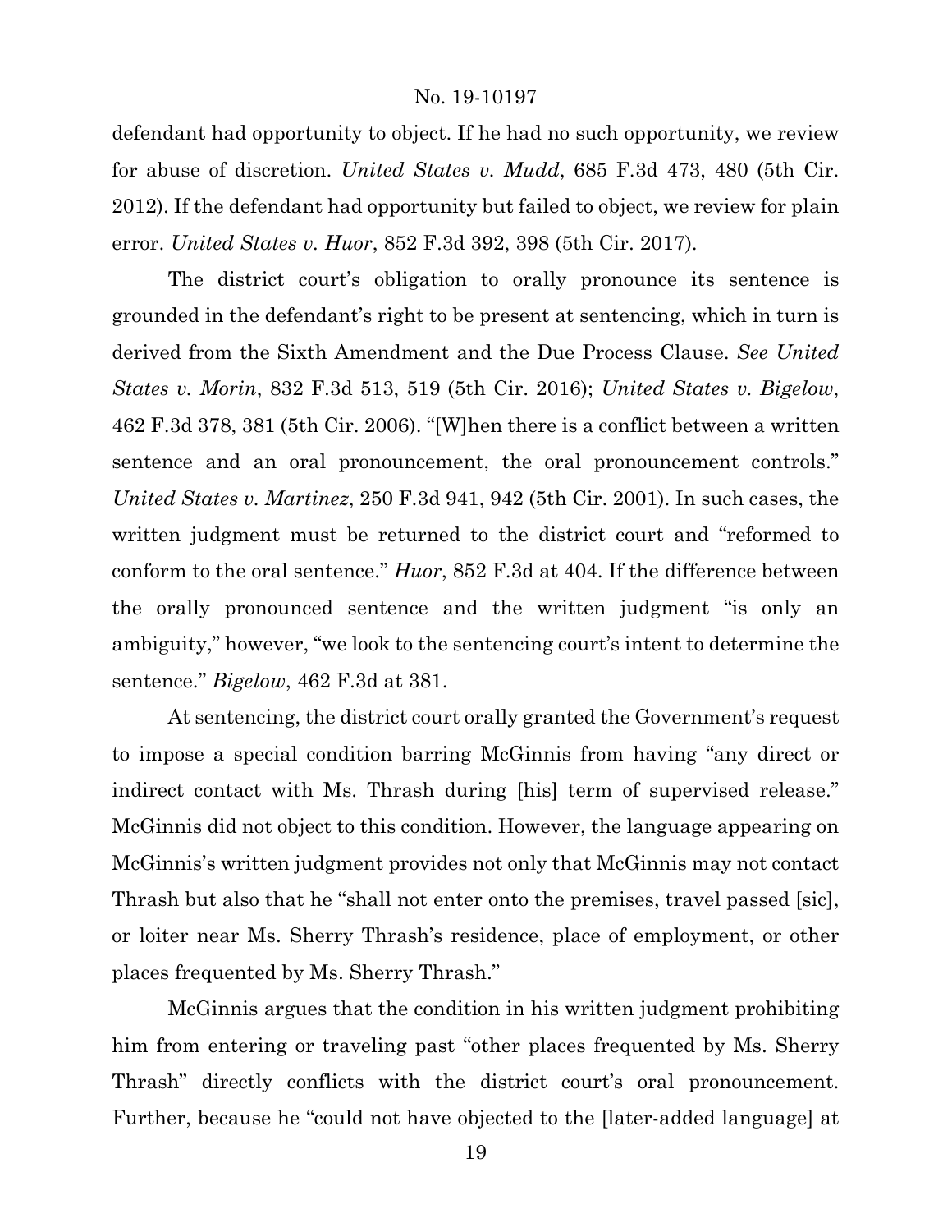defendant had opportunity to object. If he had no such opportunity, we review for abuse of discretion. *United States v. Mudd*, 685 F.3d 473, 480 (5th Cir. 2012). If the defendant had opportunity but failed to object, we review for plain error. *United States v. Huor*, 852 F.3d 392, 398 (5th Cir. 2017).

The district court's obligation to orally pronounce its sentence is grounded in the defendant's right to be present at sentencing, which in turn is derived from the Sixth Amendment and the Due Process Clause. *See United States v. Morin*, 832 F.3d 513, 519 (5th Cir. 2016); *United States v. Bigelow*, 462 F.3d 378, 381 (5th Cir. 2006). "[W]hen there is a conflict between a written sentence and an oral pronouncement, the oral pronouncement controls." *United States v. Martinez*, 250 F.3d 941, 942 (5th Cir. 2001). In such cases, the written judgment must be returned to the district court and "reformed to conform to the oral sentence." *Huor*, 852 F.3d at 404. If the difference between the orally pronounced sentence and the written judgment "is only an ambiguity," however, "we look to the sentencing court's intent to determine the sentence." *Bigelow*, 462 F.3d at 381.

At sentencing, the district court orally granted the Government's request to impose a special condition barring McGinnis from having "any direct or indirect contact with Ms. Thrash during [his] term of supervised release." McGinnis did not object to this condition. However, the language appearing on McGinnis's written judgment provides not only that McGinnis may not contact Thrash but also that he "shall not enter onto the premises, travel passed [sic], or loiter near Ms. Sherry Thrash's residence, place of employment, or other places frequented by Ms. Sherry Thrash."

McGinnis argues that the condition in his written judgment prohibiting him from entering or traveling past "other places frequented by Ms. Sherry Thrash" directly conflicts with the district court's oral pronouncement. Further, because he "could not have objected to the [later-added language] at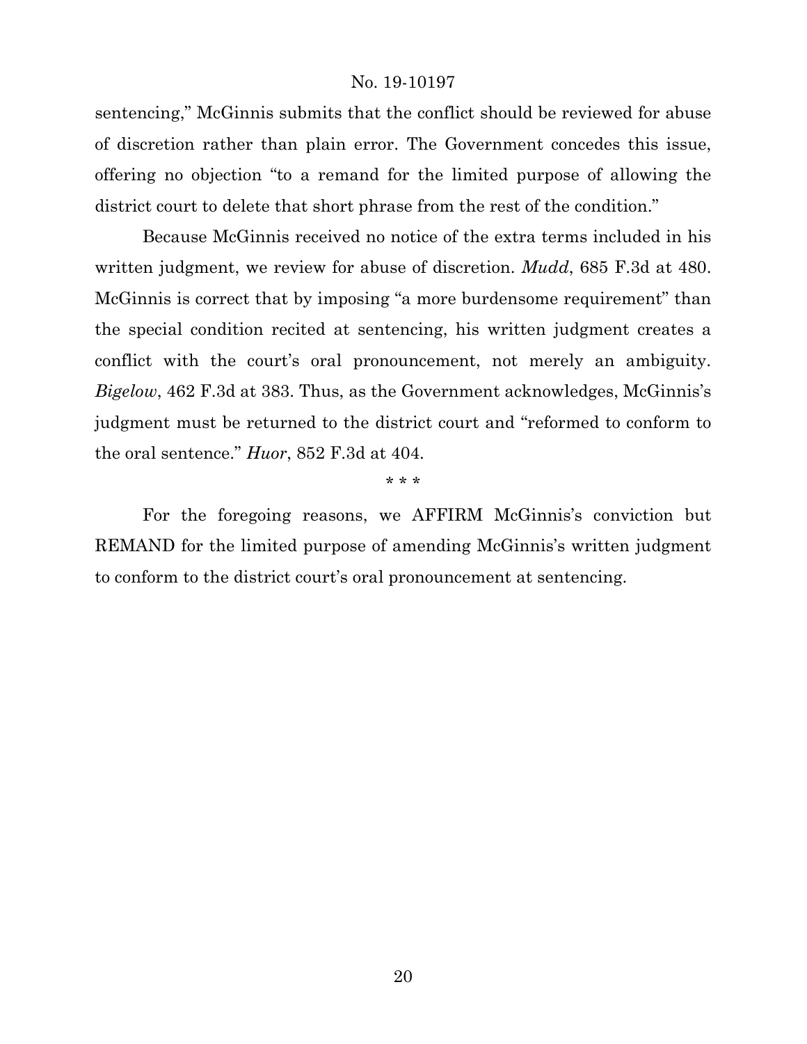sentencing," McGinnis submits that the conflict should be reviewed for abuse of discretion rather than plain error. The Government concedes this issue, offering no objection "to a remand for the limited purpose of allowing the district court to delete that short phrase from the rest of the condition."

Because McGinnis received no notice of the extra terms included in his written judgment, we review for abuse of discretion. *Mudd*, 685 F.3d at 480. McGinnis is correct that by imposing "a more burdensome requirement" than the special condition recited at sentencing, his written judgment creates a conflict with the court's oral pronouncement, not merely an ambiguity. *Bigelow*, 462 F.3d at 383. Thus, as the Government acknowledges, McGinnis's judgment must be returned to the district court and "reformed to conform to the oral sentence." *Huor*, 852 F.3d at 404.

\* \* \*

For the foregoing reasons, we AFFIRM McGinnis's conviction but REMAND for the limited purpose of amending McGinnis's written judgment to conform to the district court's oral pronouncement at sentencing.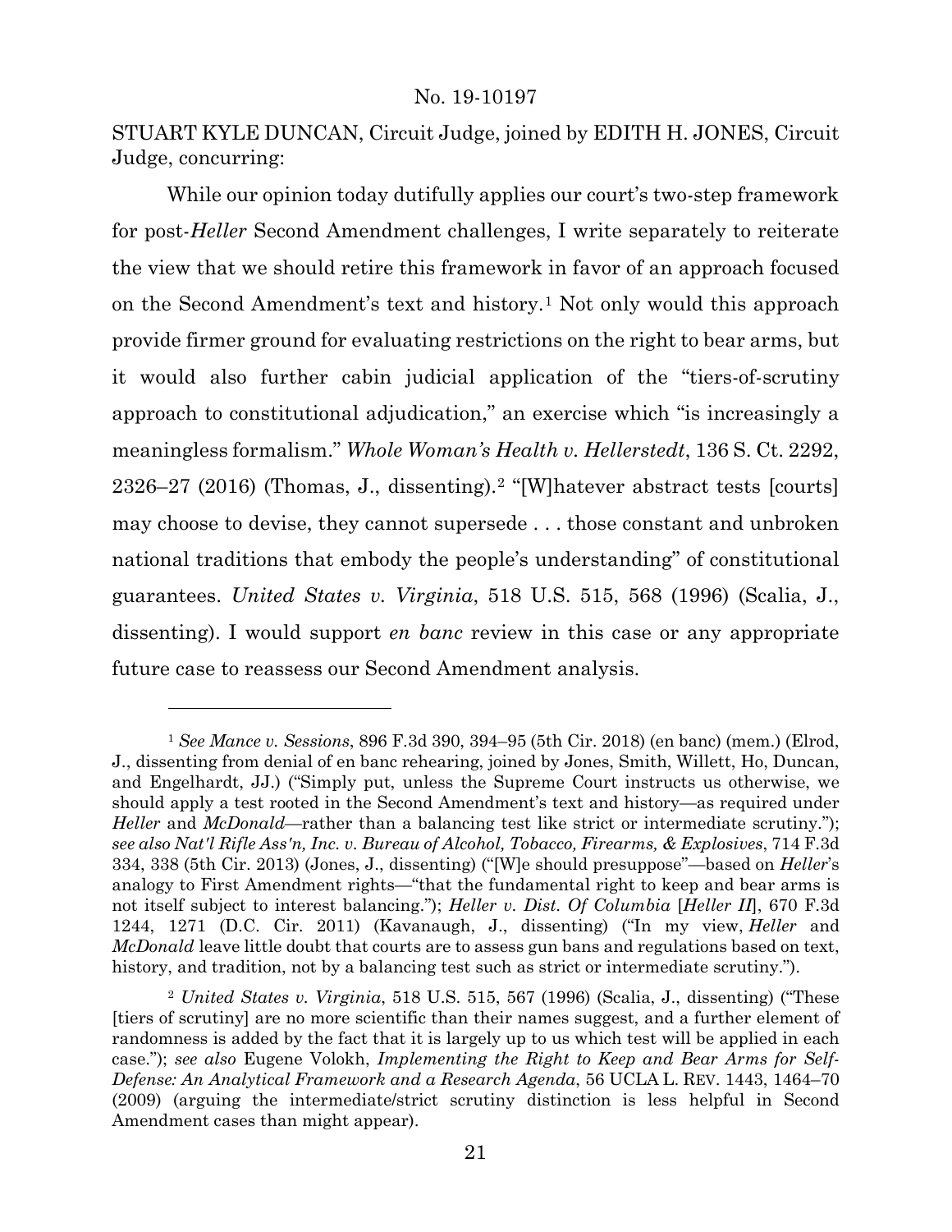STUART KYLE DUNCAN, Circuit Judge, joined by EDITH H. JONES, Circuit Judge, concurring:

While our opinion today dutifully applies our court's two-step framework for post-*Heller* Second Amendment challenges, I write separately to reiterate the view that we should retire this framework in favor of an approach focused on the Second Amendment's text and history.[1] Not only would this approach provide firmer ground for evaluating restrictions on the right to bear arms, but it would also further cabin judicial application of the "tiers-of-scrutiny approach to constitutional adjudication," an exercise which "is increasingly a meaningless formalism." *Whole Woman's Health v. Hellerstedt*, 136 S. Ct. 2292, 2326–27 (2016) (Thomas, J., dissenting).[2] "[W]hatever abstract tests [courts] may choose to devise, they cannot supersede . . . those constant and unbroken national traditions that embody the people's understanding" of constitutional guarantees. *United States v. Virginia*, 518 U.S. 515, 568 (1996) (Scalia, J., dissenting). I would support *en banc* review in this case or any appropriate future case to reassess our Second Amendment analysis.

---

[1] *See Mance v. Sessions*, 896 F.3d 390, 394–95 (5th Cir. 2018) (en banc) (mem.) (Elrod, J., dissenting from denial of en banc rehearing, joined by Jones, Smith, Willett, Ho, Duncan, and Engelhardt, JJ.) ("Simply put, unless the Supreme Court instructs us otherwise, we should apply a test rooted in the Second Amendment's text and history—as required under *Heller* and *McDonald*—rather than a balancing test like strict or intermediate scrutiny."); *see also Nat'l Rifle Ass'n, Inc. v. Bureau of Alcohol, Tobacco, Firearms, & Explosives*, 714 F.3d 334, 338 (5th Cir. 2013) (Jones, J., dissenting) ("[W]e should presuppose"—based on *Heller*'s analogy to First Amendment rights—"that the fundamental right to keep and bear arms is not itself subject to interest balancing."); *Heller v. Dist. Of Columbia* [*Heller II*], 670 F.3d 1244, 1271 (D.C. Cir. 2011) (Kavanaugh, J., dissenting) ("In my view, *Heller* and *McDonald* leave little doubt that courts are to assess gun bans and regulations based on text, history, and tradition, not by a balancing test such as strict or intermediate scrutiny.").

[2] *United States v. Virginia*, 518 U.S. 515, 567 (1996) (Scalia, J., dissenting) ("These [tiers of scrutiny] are no more scientific than their names suggest, and a further element of randomness is added by the fact that it is largely up to us which test will be applied in each case."); *see also* Eugene Volokh, *Implementing the Right to Keep and Bear Arms for Self-Defense: An Analytical Framework and a Research Agenda*, 56 UCLA L. REV. 1443, 1464–70 (2009) (arguing the intermediate/strict scrutiny distinction is less helpful in Second Amendment cases than might appear).